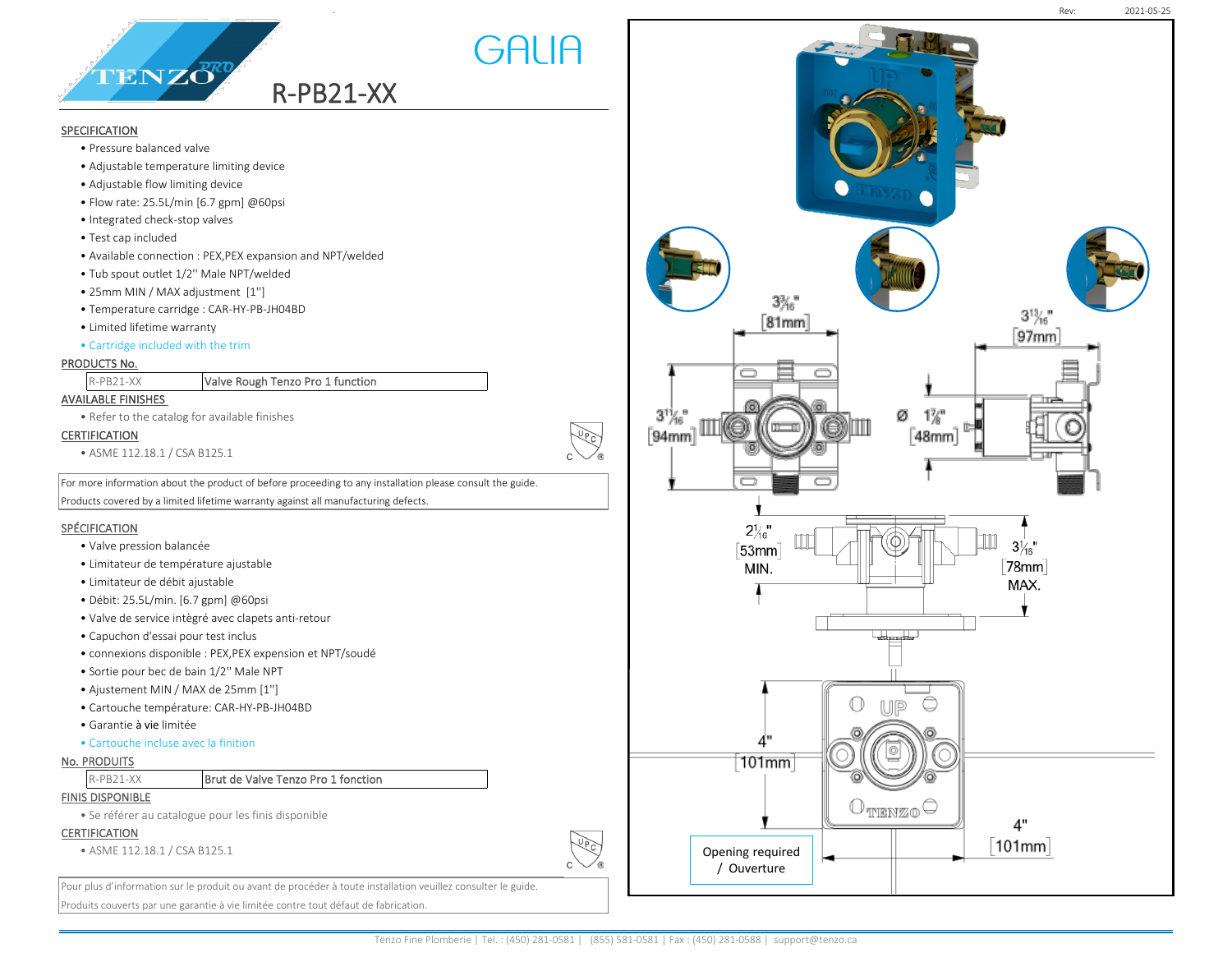Rev: 2021-05-25

TENZO PRO

# GALIA

## R-PB21-XX

### SPECIFICATION

- Pressure balanced valve
- Adjustable temperature limiting device
- Adjustable flow limiting device
- Flow rate: 25.5L/min [6.7 gpm] @60psi
- Integrated check-stop valves
- Test cap included
- Available connection : PEX,PEX expansion and NPT/welded
- Tub spout outlet 1/2'' Male NPT/welded
- 25mm MIN / MAX adjustment [1'']
- Temperature carridge : CAR-HY-PB-JH04BD
- Limited lifetime warranty
- Cartridge included with the trim

### PRODUCTS No.

| R-PB21-XX | Valve Rough Tenzo Pro 1 function |
|---|---|

### AVAILABLE FINISHES

- Refer to the catalog for available finishes

### CERTIFICATION

- ASME 112.18.1 / CSA B125.1

For more information about the product of before proceeding to any installation please consult the guide.
Products covered by a limited lifetime warranty against all manufacturing defects.

### SPÉCIFICATION

- Valve pression balancée
- Limitateur de température ajustable
- Limitateur de débit ajustable
- Débit: 25.5L/min. [6.7 gpm] @60psi
- Valve de service intègré avec clapets anti-retour
- Capuchon d'essai pour test inclus
- connexions disponible : PEX,PEX expension et NPT/soudé
- Sortie pour bec de bain 1/2'' Male NPT
- Ajustement MIN / MAX de 25mm [1'']
- Cartouche température: CAR-HY-PB-JH04BD
- Garantie à vie limitée
- Cartouche incluse avec la finition

### No. PRODUITS

| R-PB21-XX | Brut de Valve Tenzo Pro 1 fonction |
|---|---|

### FINIS DISPONIBLE

- Se référer au catalogue pour les finis disponible

### CERTIFICATION

- ASME 112.18.1 / CSA B125.1

Pour plus d'information sur le produit ou avant de procéder à toute installation veuillez consulter le guide.
Produits couverts par une garantie à vie limitée contre tout défaut de fabrication.

3³⁄₁₆" [81mm]
3¹³⁄₁₆" [97mm]
3¹¹⁄₁₆" [94mm]
Ø 1⅞" [48mm]
2¹⁄₁₆" [53mm] MIN.
3¹⁄₁₆" [78mm] MAX.
4" [101mm]
4" [101mm]

Opening required / Ouverture

Tènzo Fine Plomberie | Tel. : (450) 281-0581 | (855) 581-0581 | Fax : (450) 281-0588 | support@tenzo.ca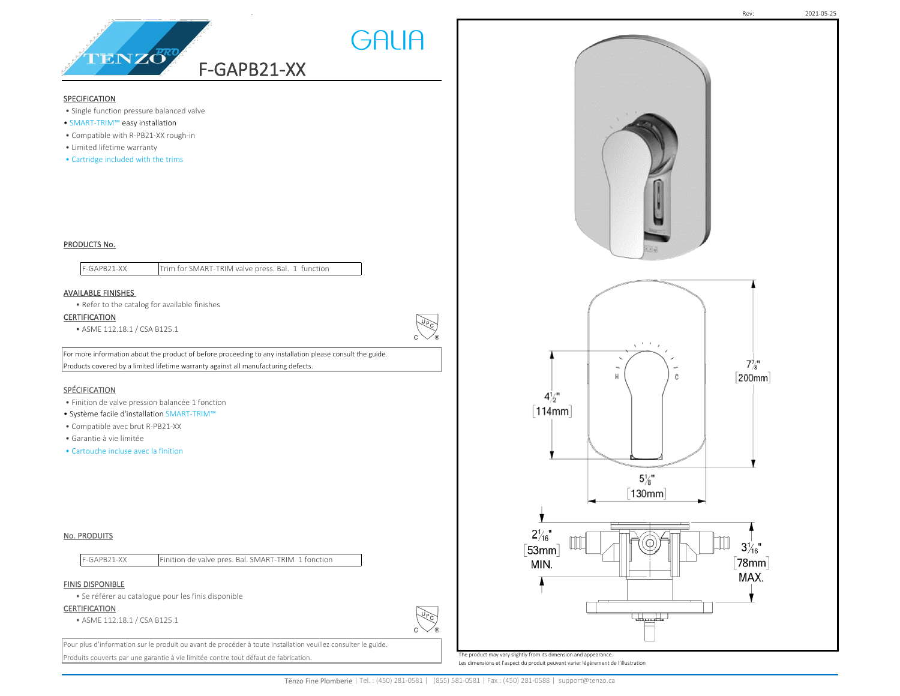Rev: 2021-05-25

# GALIA

## F-GAPB21-XX

### SPECIFICATION

- Single function pressure balanced valve
- SMART-TRIM™ easy installation
- Compatible with R-PB21-XX rough-in
- Limited lifetime warranty
- Cartridge included with the trims

### PRODUCTS No.

| F-GAPB21-XX | Trim for SMART-TRIM valve press. Bal. 1 function |
|---|---|

### AVAILABLE FINISHES

- Refer to the catalog for available finishes

### CERTIFICATION

- ASME 112.18.1 / CSA B125.1

For more information about the product of before proceeding to any installation please consult the guide.
Products covered by a limited lifetime warranty against all manufacturing defects.

### SPÉCIFICATION

- Finition de valve pression balancée 1 fonction
- Système facile d'installation SMART-TRIM™
- Compatible avec brut R-PB21-XX
- Garantie à vie limitée
- Cartouche incluse avec la finition

### No. PRODUITS

| F-GAPB21-XX | Finition de valve pres. Bal. SMART-TRIM 1 fonction |
|---|---|

### FINIS DISPONIBLE

- Se référer au catalogue pour les finis disponible

### CERTIFICATION

- ASME 112.18.1 / CSA B125.1

Pour plus d'information sur le produit ou avant de procéder à toute installation veuillez consulter le guide.
Produits couverts par une garantie à vie limitée contre tout défaut de fabrication.

H C

$4\frac{1}{2}$" [114mm]

$7\frac{7}{8}$" [200mm]

$5\frac{1}{8}$" [130mm]

$2\frac{1}{16}$" [53mm] MIN.

$3\frac{1}{16}$" [78mm] MAX.

The product may vary slightly from its dimension and appearance.
Les dimensions et l'aspect du produit peuvent varier légèrement de l'illustration

Tenzo Fine Plomberie | Tel. : (450) 281-0581 | (855) 581-0581 | Fax : (450) 281-0588 | support@tenzo.ca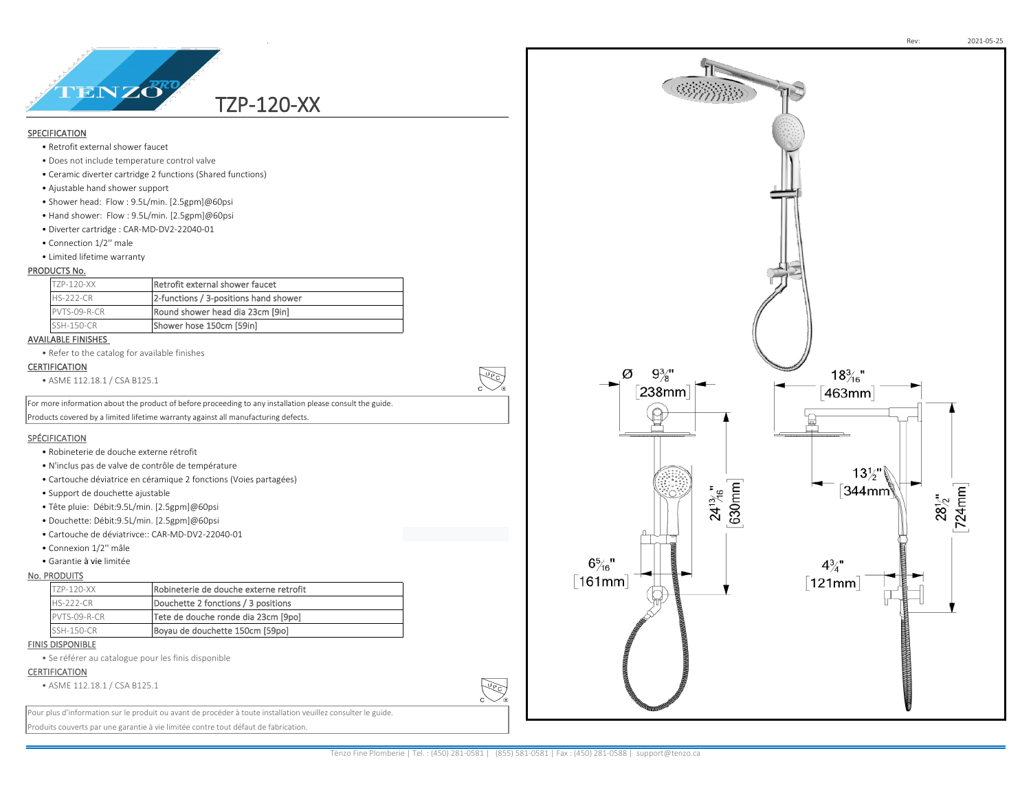Rev: 2021-05-25

# TZP-120-XX

## SPECIFICATION

- Retrofit external shower faucet
- Does not include temperature control valve
- Ceramic diverter cartridge 2 functions (Shared functions)
- Ajustable hand shower support
- Shower head: Flow : 9.5L/min. [2.5gpm]@60psi
- Hand shower: Flow : 9.5L/min. [2.5gpm]@60psi
- Diverter cartridge : CAR-MD-DV2-22040-01
- Connection 1/2'' male
- Limited lifetime warranty

## PRODUCTS No.

| | |
|---|---|
| TZP-120-XX | Retrofit external shower faucet |
| HS-222-CR | 2-functions / 3-positions hand shower |
| PVTS-09-R-CR | Round shower head dia 23cm [9in] |
| SSH-150-CR | Shower hose 150cm [59in] |

## AVAILABLE FINISHES

- Refer to the catalog for available finishes

## CERTIFICATION

- ASME 112.18.1 / CSA B125.1

For more information about the product of before proceeding to any installation please consult the guide.
Products covered by a limited lifetime warranty against all manufacturing defects.

## SPÉCIFICATION

- Robineterie de douche externe rétrofit
- N'inclus pas de valve de contrôle de température
- Cartouche déviatrice en céramique 2 fonctions (Voies partagées)
- Support de douchette ajustable
- Tête pluie: Débit:9.5L/min. [2.5gpm]@60psi
- Douchette: Débit:9.5L/min. [2.5gpm]@60psi
- Cartouche de déviatrivce:: CAR-MD-DV2-22040-01
- Connexion 1/2'' mâle
- Garantie à vie limitée

## No. PRODUITS

| | |
|---|---|
| TZP-120-XX | Robineterie de douche externe retrofit |
| HS-222-CR | Douchette 2 fonctions / 3 positions |
| PVTS-09-R-CR | Tete de douche ronde dia 23cm [9po] |
| SSH-150-CR | Boyau de douchette 150cm [59po] |

## FINIS DISPONIBLE

- Se référer au catalogue pour les finis disponible

## CERTIFICATION

- ASME 112.18.1 / CSA B125.1

Pour plus d'information sur le produit ou avant de procéder à toute installation veuillez consulter le guide.
Produits couverts par une garantie à vie limitée contre tout défaut de fabrication.

Ø 9 3/8" [238mm]

18 3/16" [463mm]

24 13/16" [630mm]

13 1/2" [344mm]

28 1/2" [724mm]

6 5/16" [161mm]

4 3/4" [121mm]

Tènzo Fine Plomberie | Tel. : (450) 281-0581 | (855) 581-0581 | Fax : (450) 281-0588 | support@tenzo.ca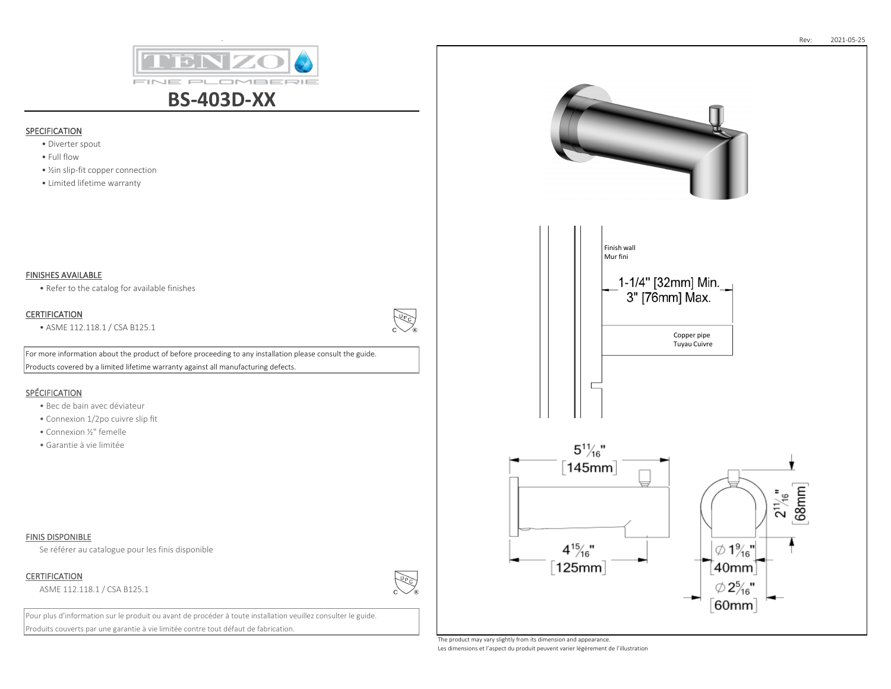Rev: 2021-05-25

# TENZO

FINE PLOMBERIE

## BS-403D-XX

### SPECIFICATION

- Diverter spout
- Full flow
- ½in slip-fit copper connection
- Limited lifetime warranty

### FINISHES AVAILABLE

- Refer to the catalog for available finishes

### CERTIFICATION

- ASME 112.118.1 / CSA B125.1

For more information about the product of before proceeding to any installation please consult the guide.
Products covered by a limited lifetime warranty against all manufacturing defects.

### SPÉCIFICATION

- Bec de bain avec déviateur
- Connexion 1/2po cuivre slip fit
- Connexion ½" femelle
- Garantie à vie limitée

### FINIS DISPONIBLE

Se référer au catalogue pour les finis disponible

### CERTIFICATION

ASME 112.118.1 / CSA B125.1

Pour plus d'information sur le produit ou avant de procéder à toute installation veuillez consulter le guide.
Produits couverts par une garantie à vie limitée contre tout défaut de fabrication.

Finish wall
Mur fini

1-1/4" [32mm] Min.
3" [76mm] Max.

Copper pipe
Tuyau Cuivre

5 11/16" [145mm]

4 15/16" [125mm]

2 11/16" [68mm]

∅ 1 9/16" [40mm]

∅ 2 5/16" [60mm]

The product may vary slightly from its dimension and appearance.
Les dimensions et l'aspect du produit peuvent varier légèrement de l'illustration